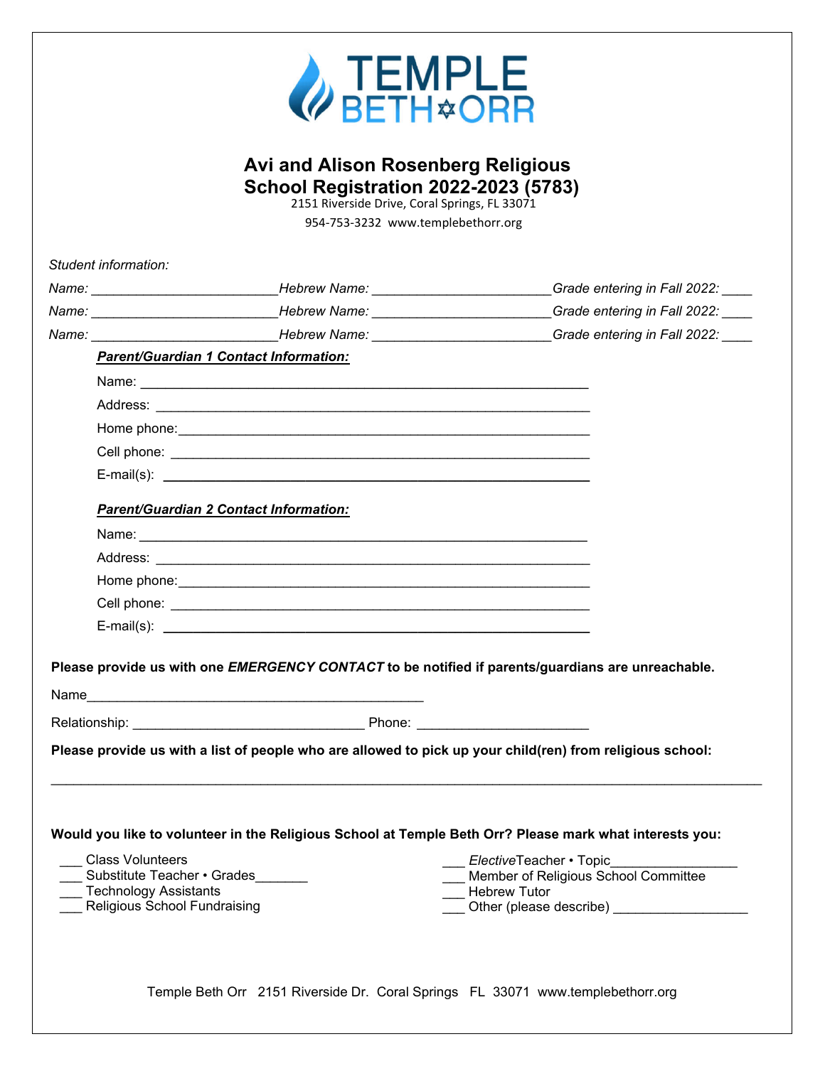# TEMPLE BETH ORR

## Avi and Alison Rosenberg Religious School Registration 2022-2023 (5783)

2151 Riverside Drive, Coral Springs, FL 33071

954-753-3232 www.templebethorr.org

*Student information:*

*Name:* ________________________ *Hebrew Name:* ______________________ *Grade entering in Fall 2022:* ____

*Name:* ________________________ *Hebrew Name:* ______________________ *Grade entering in Fall 2022:* ____

*Name:* ________________________ *Hebrew Name:* ______________________ *Grade entering in Fall 2022:* ____

***Parent/Guardian 1 Contact Information:***

Name: ___________________________________________________________

Address: _________________________________________________________

Home phone:______________________________________________________

Cell phone: _______________________________________________________

E-mail(s): ________________________________________________________

***Parent/Guardian 2 Contact Information:***

Name: ___________________________________________________________

Address: _________________________________________________________

Home phone:______________________________________________________

Cell phone: _______________________________________________________

E-mail(s): ________________________________________________________

**Please provide us with one *EMERGENCY CONTACT* to be notified if parents/guardians are unreachable.**

Name_____________________________________________

Relationship: ______________________________ Phone: ______________________

**Please provide us with a list of people who are allowed to pick up your child(ren) from religious school:**

_____________________________________________________________________________________________

**Would you like to volunteer in the Religious School at Temple Beth Orr? Please mark what interests you:**

___ Class Volunteers
___ Substitute Teacher • Grades_______
___ Technology Assistants
___ Religious School Fundraising
___ *Elective* Teacher • Topic_______________
___ Member of Religious School Committee
___ Hebrew Tutor
___ Other (please describe) _________________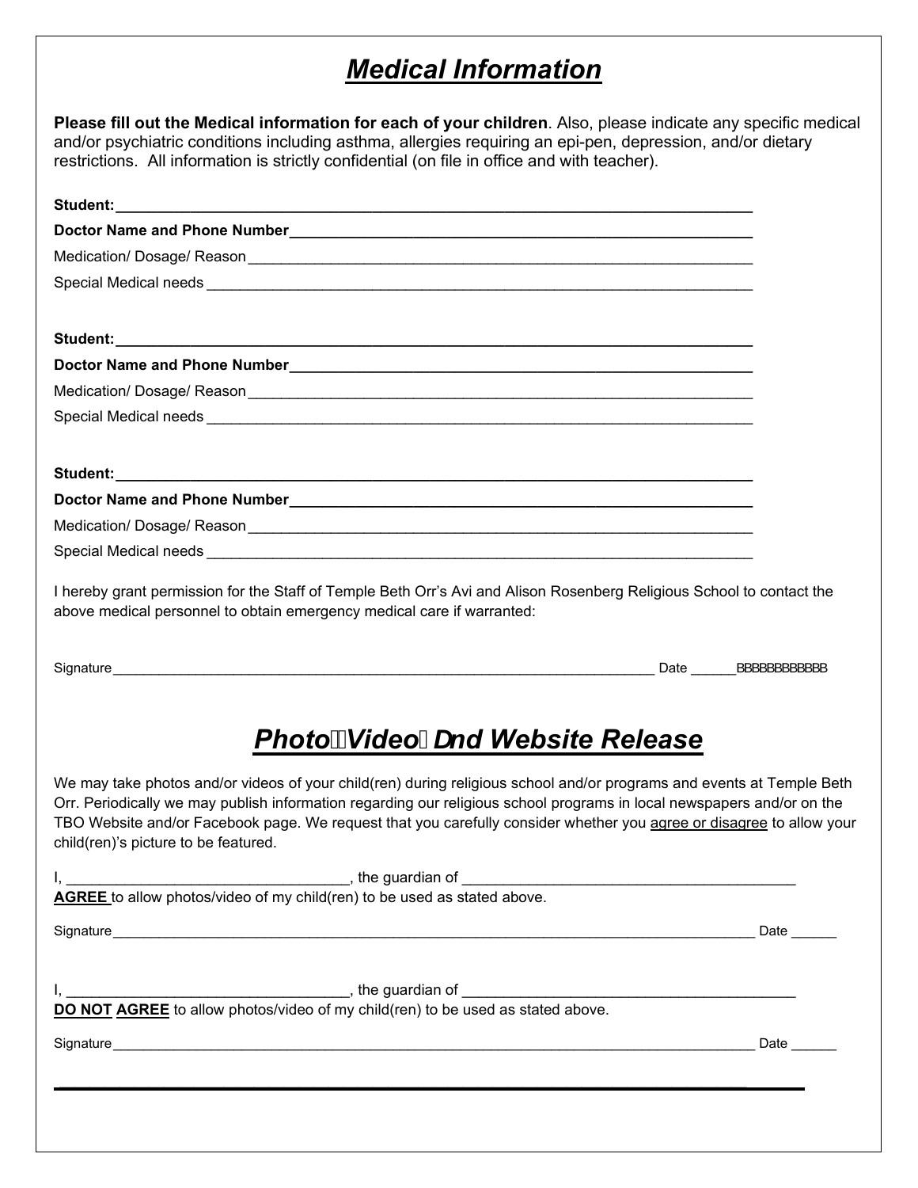# ***Medical Information***

**Please fill out the Medical information for each of your children**. Also, please indicate any specific medical and/or psychiatric conditions including asthma, allergies requiring an epi-pen, depression, and/or dietary restrictions. All information is strictly confidential (on file in office and with teacher).

**Student:**_______________________________________________________________________________

**Doctor Name and Phone Number**____________________________________________________________

Medication/ Dosage/ Reason_________________________________________________________________

Special Medical needs _____________________________________________________________________

**Student:**_______________________________________________________________________________

**Doctor Name and Phone Number**____________________________________________________________

Medication/ Dosage/ Reason_________________________________________________________________

Special Medical needs _____________________________________________________________________

**Student:**_______________________________________________________________________________

**Doctor Name and Phone Number**____________________________________________________________

Medication/ Dosage/ Reason_________________________________________________________________

Special Medical needs _____________________________________________________________________

I hereby grant permission for the Staff of Temple Beth Orr's Avi and Alison Rosenberg Religious School to contact the above medical personnel to obtain emergency medical care if warranted:

Signature_____________________________________________________________________ Date ______BBBBBBBBBBB

# ***Photo Video Dnd Website Release***

We may take photos and/or videos of your child(ren) during religious school and/or programs and events at Temple Beth Orr. Periodically we may publish information regarding our religious school programs in local newspapers and/or on the TBO Website and/or Facebook page. We request that you carefully consider whether you agree or disagree to allow your child(ren)'s picture to be featured.

I, __________________________________, the guardian of ________________________________________
**AGREE** to allow photos/video of my child(ren) to be used as stated above.

Signature_______________________________________________________________________________ Date ______

I, __________________________________, the guardian of ________________________________________
**DO NOT AGREE** to allow photos/video of my child(ren) to be used as stated above.

Signature_______________________________________________________________________________ Date ______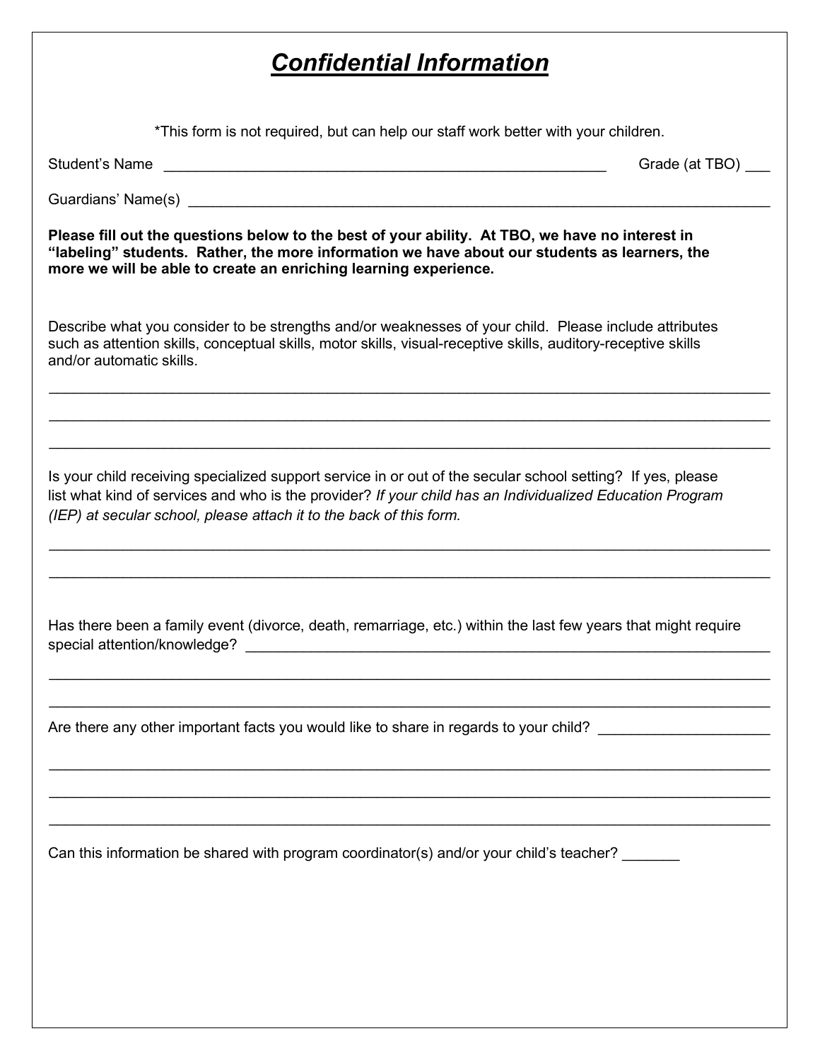# ***Confidential Information***

*This form is not required, but can help our staff work better with your children.

Student's Name ________________________________________________________ Grade (at TBO) ___

Guardians' Name(s) ______________________________________________________________________

**Please fill out the questions below to the best of your ability. At TBO, we have no interest in "labeling" students. Rather, the more information we have about our students as learners, the more we will be able to create an enriching learning experience.**

Describe what you consider to be strengths and/or weaknesses of your child. Please include attributes such as attention skills, conceptual skills, motor skills, visual-receptive skills, auditory-receptive skills and/or automatic skills.

_____________________________________________________________________________________

_____________________________________________________________________________________

_____________________________________________________________________________________

Is your child receiving specialized support service in or out of the secular school setting? If yes, please list what kind of services and who is the provider? *If your child has an Individualized Education Program (IEP) at secular school, please attach it to the back of this form.*

_____________________________________________________________________________________

_____________________________________________________________________________________

Has there been a family event (divorce, death, remarriage, etc.) within the last few years that might require special attention/knowledge? ______________________________________________________________

_____________________________________________________________________________________

_____________________________________________________________________________________

Are there any other important facts you would like to share in regards to your child? ____________________

_____________________________________________________________________________________

_____________________________________________________________________________________

_____________________________________________________________________________________

Can this information be shared with program coordinator(s) and/or your child's teacher? _______